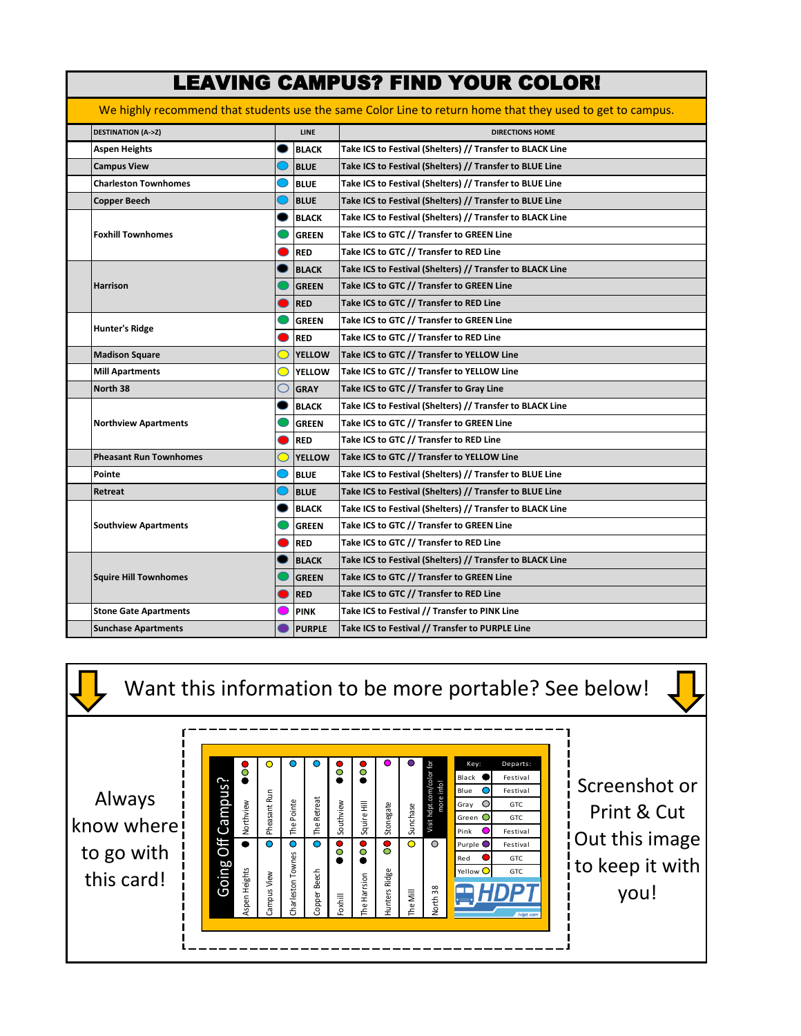# LEAVING CAMPUS? FIND YOUR COLOR!

We highly recommend that students use the same Color Line to return home that they used to get to campus.

| DESTINATION (A->Z) | LINE | DIRECTIONS HOME |
|---|---|---|
| Aspen Heights | BLACK | Take ICS to Festival (Shelters) // Transfer to BLACK Line |
| Campus View | BLUE | Take ICS to Festival (Shelters) // Transfer to BLUE Line |
| Charleston Townhomes | BLUE | Take ICS to Festival (Shelters) // Transfer to BLUE Line |
| Copper Beech | BLUE | Take ICS to Festival (Shelters) // Transfer to BLUE Line |
| Foxhill Townhomes | BLACK | Take ICS to Festival (Shelters) // Transfer to BLACK Line |
| | GREEN | Take ICS to GTC // Transfer to GREEN Line |
| | RED | Take ICS to GTC // Transfer to RED Line |
| Harrison | BLACK | Take ICS to Festival (Shelters) // Transfer to BLACK Line |
| | GREEN | Take ICS to GTC // Transfer to GREEN Line |
| | RED | Take ICS to GTC // Transfer to RED Line |
| Hunter's Ridge | GREEN | Take ICS to GTC // Transfer to GREEN Line |
| | RED | Take ICS to GTC // Transfer to RED Line |
| Madison Square | YELLOW | Take ICS to GTC // Transfer to YELLOW Line |
| Mill Apartments | YELLOW | Take ICS to GTC // Transfer to YELLOW Line |
| North 38 | GRAY | Take ICS to GTC // Transfer to Gray Line |
| Northview Apartments | BLACK | Take ICS to Festival (Shelters) // Transfer to BLACK Line |
| | GREEN | Take ICS to GTC // Transfer to GREEN Line |
| | RED | Take ICS to GTC // Transfer to RED Line |
| Pheasant Run Townhomes | YELLOW | Take ICS to GTC // Transfer to YELLOW Line |
| Pointe | BLUE | Take ICS to Festival (Shelters) // Transfer to BLUE Line |
| Retreat | BLUE | Take ICS to Festival (Shelters) // Transfer to BLUE Line |
| Southview Apartments | BLACK | Take ICS to Festival (Shelters) // Transfer to BLACK Line |
| | GREEN | Take ICS to GTC // Transfer to GREEN Line |
| | RED | Take ICS to GTC // Transfer to RED Line |
| Squire Hill Townhomes | BLACK | Take ICS to Festival (Shelters) // Transfer to BLACK Line |
| | GREEN | Take ICS to GTC // Transfer to GREEN Line |
| | RED | Take ICS to GTC // Transfer to RED Line |
| Stone Gate Apartments | PINK | Take ICS to Festival // Transfer to PINK Line |
| Sunchase Apartments | PURPLE | Take ICS to Festival // Transfer to PURPLE Line |

## Want this information to be more portable? See below!

Always know where to go with this card!

**Going Off Campus?**

| Destination | Lines |
|---|---|
| Northview | Red, Green, Black |
| Pheasant Run | Yellow |
| The Pointe | Blue |
| The Retreat | Blue |
| Southview | Red, Green, Black |
| Squire Hill | Red, Green, Black |
| Stonegate | Pink |
| Sunchase | Purple |
| Aspen Heights | Black |
| Campus View | Blue |
| Charleston Townes | Blue |
| Copper Beech | Blue |
| Foxhill | Red, Green, Black |
| The Harrison | Red, Green, Black |
| Hunters Ridge | Red, Green |
| The Mill | Yellow |
| North 38 | Gray |

Visit hdpt.com/color for more info!

| Key: | Departs: |
|---|---|
| Black | Festival |
| Blue | Festival |
| Gray | GTC |
| Green | GTC |
| Pink | Festival |
| Purple | Festival |
| Red | GTC |
| Yellow | GTC |

HDPT
hdpt.com

Screenshot or Print & Cut Out this image to keep it with you!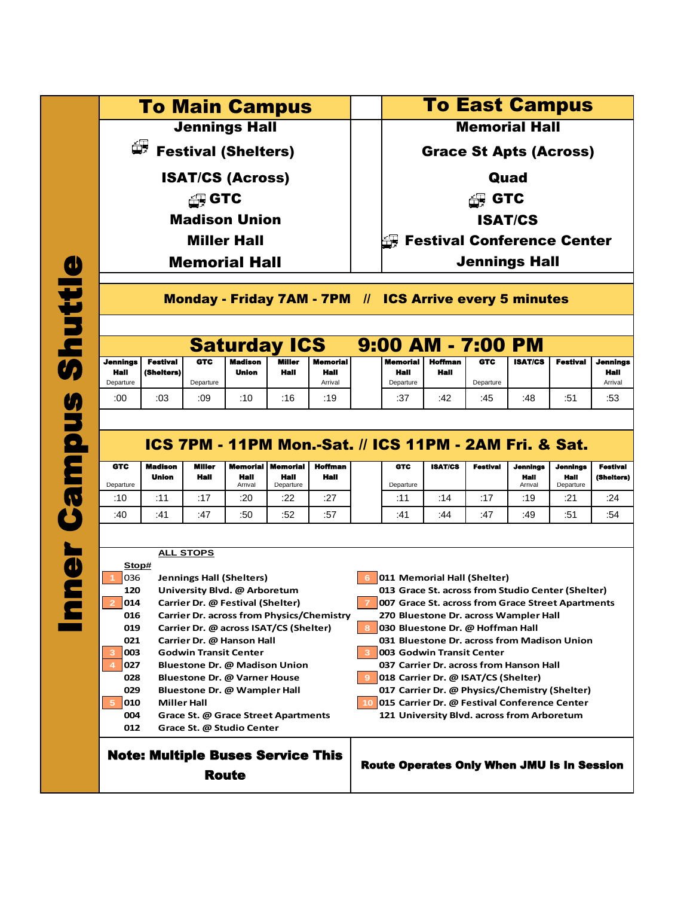# Inner Campus Shuttle

| To Main Campus | To East Campus |
|---|---|
| Jennings Hall | Memorial Hall |
| Festival (Shelters) | Grace St Apts (Across) |
| ISAT/CS (Across) | Quad |
| GTC | GTC |
| Madison Union | ISAT/CS |
| Miller Hall | Festival Conference Center |
| Memorial Hall | Jennings Hall |

**Monday - Friday 7AM - 7PM // ICS Arrive every 5 minutes**

## Saturday ICS 9:00 AM - 7:00 PM

| Jennings Hall Departure | Festival (Shelters) | GTC Departure | Madison Union | Miller Hall | Memorial Hall Arrival | | Memorial Hall Departure | Hoffman Hall | GTC Departure | ISAT/CS | Festival | Jennings Hall Arrival |
|---|---|---|---|---|---|---|---|---|---|---|---|---|
| :00 | :03 | :09 | :10 | :16 | :19 | | :37 | :42 | :45 | :48 | :51 | :53 |

## ICS 7PM - 11PM Mon.-Sat. // ICS 11PM - 2AM Fri. & Sat.

| GTC Departure | Madison Union | Miller Hall | Memorial Hall Arrival | Memorial Hall Departure | Hoffman Hall | | GTC Departure | ISAT/CS | Festival | Jennings Hall Arrival | Jennings Hall Departure | Festival (Shelters) |
|---|---|---|---|---|---|---|---|---|---|---|---|---|
| :10 | :11 | :17 | :20 | :22 | :27 | | :11 | :14 | :17 | :19 | :21 | :24 |
| :40 | :41 | :47 | :50 | :52 | :57 | | :41 | :44 | :47 | :49 | :51 | :54 |

**ALL STOPS**

| | Stop# | |
|---|---|---|
| 1 | 036 | Jennings Hall (Shelters) |
| | 120 | University Blvd. @ Arboretum |
| 2 | 014 | Carrier Dr. @ Festival (Shelter) |
| | 016 | Carrier Dr. across from Physics/Chemistry |
| | 019 | Carrier Dr. @ across ISAT/CS (Shelter) |
| | 021 | Carrier Dr. @ Hanson Hall |
| 3 | 003 | Godwin Transit Center |
| 4 | 027 | Bluestone Dr. @ Madison Union |
| | 028 | Bluestone Dr. @ Varner House |
| | 029 | Bluestone Dr. @ Wampler Hall |
| 5 | 010 | Miller Hall |
| | 004 | Grace St. @ Grace Street Apartments |
| | 012 | Grace St. @ Studio Center |
| 6 | 011 | Memorial Hall (Shelter) |
| | 013 | Grace St. across from Studio Center (Shelter) |
| 7 | 007 | Grace St. across from Grace Street Apartments |
| | 270 | Bluestone Dr. across Wampler Hall |
| 8 | 030 | Bluestone Dr. @ Hoffman Hall |
| | 031 | Bluestone Dr. across from Madison Union |
| 3 | 003 | Godwin Transit Center |
| | 037 | Carrier Dr. across from Hanson Hall |
| 9 | 018 | Carrier Dr. @ ISAT/CS (Shelter) |
| | 017 | Carrier Dr. @ Physics/Chemistry (Shelter) |
| 10 | 015 | Carrier Dr. @ Festival Conference Center |
| | 121 | University Blvd. across from Arboretum |

**Note: Multiple Buses Service This Route**

**Route Operates Only When JMU Is In Session**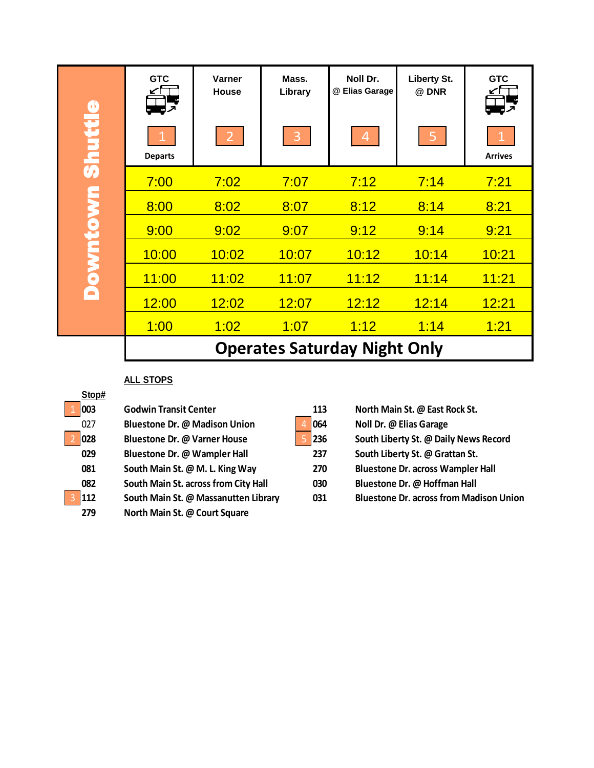# Downtown Shuttle

| GTC 1 Departs | Varner House 2 | Mass. Library 3 | Noll Dr. @ Elias Garage 4 | Liberty St. @ DNR 5 | GTC 1 Arrives |
|---|---|---|---|---|---|
| 7:00 | 7:02 | 7:07 | 7:12 | 7:14 | 7:21 |
| 8:00 | 8:02 | 8:07 | 8:12 | 8:14 | 8:21 |
| 9:00 | 9:02 | 9:07 | 9:12 | 9:14 | 9:21 |
| 10:00 | 10:02 | 10:07 | 10:12 | 10:14 | 10:21 |
| 11:00 | 11:02 | 11:07 | 11:12 | 11:14 | 11:21 |
| 12:00 | 12:02 | 12:07 | 12:12 | 12:14 | 12:21 |
| 1:00 | 1:02 | 1:07 | 1:12 | 1:14 | 1:21 |

**Operates Saturday Night Only**

**ALL STOPS**

| | Stop# | Stop |
|---|---|---|
| 1 | 003 | Godwin Transit Center |
| | 027 | Bluestone Dr. @ Madison Union |
| 2 | 028 | Bluestone Dr. @ Varner House |
| | 029 | Bluestone Dr. @ Wampler Hall |
| | 081 | South Main St. @ M. L. King Way |
| | 082 | South Main St. across from City Hall |
| 3 | 112 | South Main St. @ Massanutten Library |
| | 279 | North Main St. @ Court Square |
| | 113 | North Main St. @ East Rock St. |
| 4 | 064 | Noll Dr. @ Elias Garage |
| 5 | 236 | South Liberty St. @ Daily News Record |
| | 237 | South Liberty St. @ Grattan St. |
| | 270 | Bluestone Dr. across Wampler Hall |
| | 030 | Bluestone Dr. @ Hoffman Hall |
| | 031 | Bluestone Dr. across from Madison Union |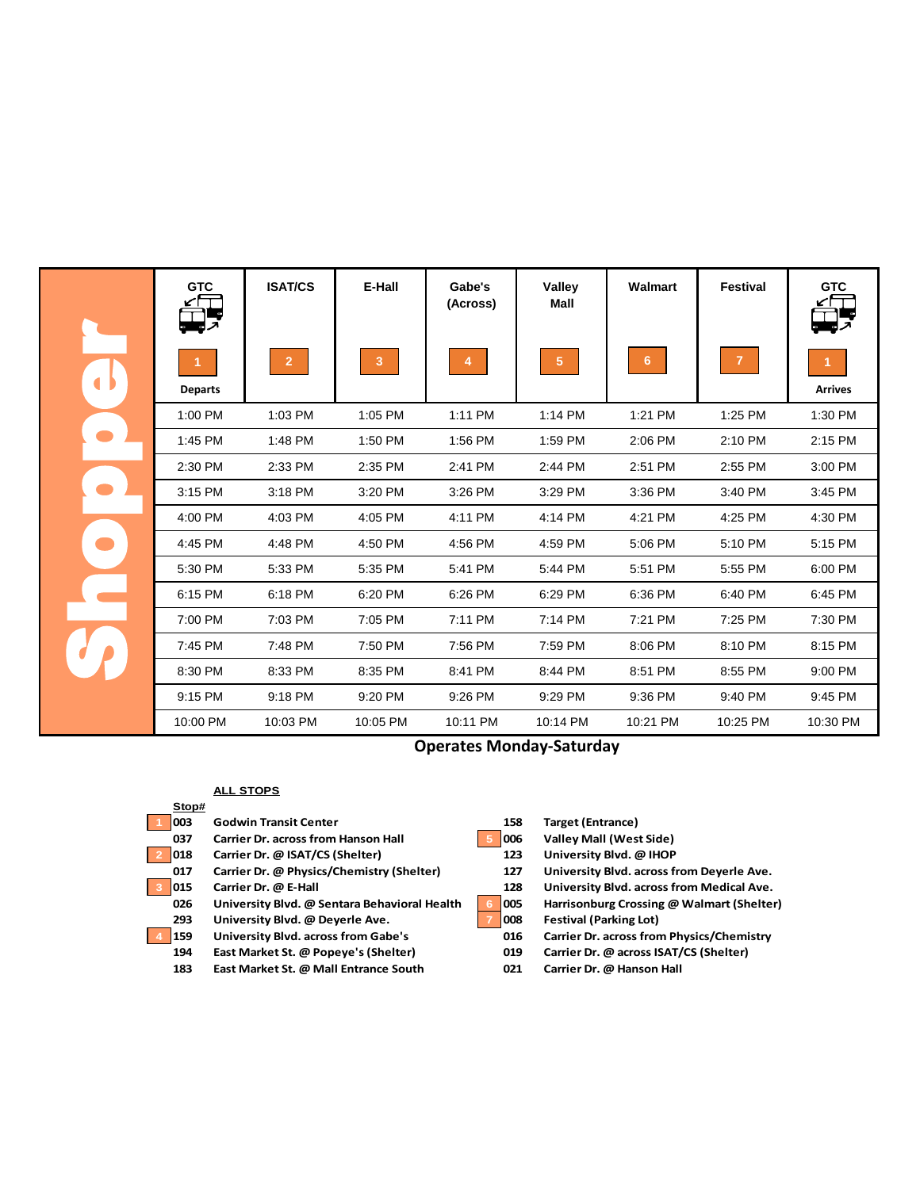# Shopper

| GTC 1 Departs | ISAT/CS 2 | E-Hall 3 | Gabe's (Across) 4 | Valley Mall 5 | Walmart 6 | Festival 7 | GTC 1 Arrives |
|---|---|---|---|---|---|---|---|
| 1:00 PM | 1:03 PM | 1:05 PM | 1:11 PM | 1:14 PM | 1:21 PM | 1:25 PM | 1:30 PM |
| 1:45 PM | 1:48 PM | 1:50 PM | 1:56 PM | 1:59 PM | 2:06 PM | 2:10 PM | 2:15 PM |
| 2:30 PM | 2:33 PM | 2:35 PM | 2:41 PM | 2:44 PM | 2:51 PM | 2:55 PM | 3:00 PM |
| 3:15 PM | 3:18 PM | 3:20 PM | 3:26 PM | 3:29 PM | 3:36 PM | 3:40 PM | 3:45 PM |
| 4:00 PM | 4:03 PM | 4:05 PM | 4:11 PM | 4:14 PM | 4:21 PM | 4:25 PM | 4:30 PM |
| 4:45 PM | 4:48 PM | 4:50 PM | 4:56 PM | 4:59 PM | 5:06 PM | 5:10 PM | 5:15 PM |
| 5:30 PM | 5:33 PM | 5:35 PM | 5:41 PM | 5:44 PM | 5:51 PM | 5:55 PM | 6:00 PM |
| 6:15 PM | 6:18 PM | 6:20 PM | 6:26 PM | 6:29 PM | 6:36 PM | 6:40 PM | 6:45 PM |
| 7:00 PM | 7:03 PM | 7:05 PM | 7:11 PM | 7:14 PM | 7:21 PM | 7:25 PM | 7:30 PM |
| 7:45 PM | 7:48 PM | 7:50 PM | 7:56 PM | 7:59 PM | 8:06 PM | 8:10 PM | 8:15 PM |
| 8:30 PM | 8:33 PM | 8:35 PM | 8:41 PM | 8:44 PM | 8:51 PM | 8:55 PM | 9:00 PM |
| 9:15 PM | 9:18 PM | 9:20 PM | 9:26 PM | 9:29 PM | 9:36 PM | 9:40 PM | 9:45 PM |
| 10:00 PM | 10:03 PM | 10:05 PM | 10:11 PM | 10:14 PM | 10:21 PM | 10:25 PM | 10:30 PM |

**Operates Monday-Saturday**

**ALL STOPS**

| Timepoint | Stop# | Stop Name |
|---|---|---|
| 1 | 003 | Godwin Transit Center |
| | 037 | Carrier Dr. across from Hanson Hall |
| 2 | 018 | Carrier Dr. @ ISAT/CS (Shelter) |
| | 017 | Carrier Dr. @ Physics/Chemistry (Shelter) |
| 3 | 015 | Carrier Dr. @ E-Hall |
| | 026 | University Blvd. @ Sentara Behavioral Health |
| | 293 | University Blvd. @ Deyerle Ave. |
| 4 | 159 | University Blvd. across from Gabe's |
| | 194 | East Market St. @ Popeye's (Shelter) |
| | 183 | East Market St. @ Mall Entrance South |
| | 158 | Target (Entrance) |
| 5 | 006 | Valley Mall (West Side) |
| | 123 | University Blvd. @ IHOP |
| | 127 | University Blvd. across from Deyerle Ave. |
| | 128 | University Blvd. across from Medical Ave. |
| 6 | 005 | Harrisonburg Crossing @ Walmart (Shelter) |
| 7 | 008 | Festival (Parking Lot) |
| | 016 | Carrier Dr. across from Physics/Chemistry |
| | 019 | Carrier Dr. @ across ISAT/CS (Shelter) |
| | 021 | Carrier Dr. @ Hanson Hall |